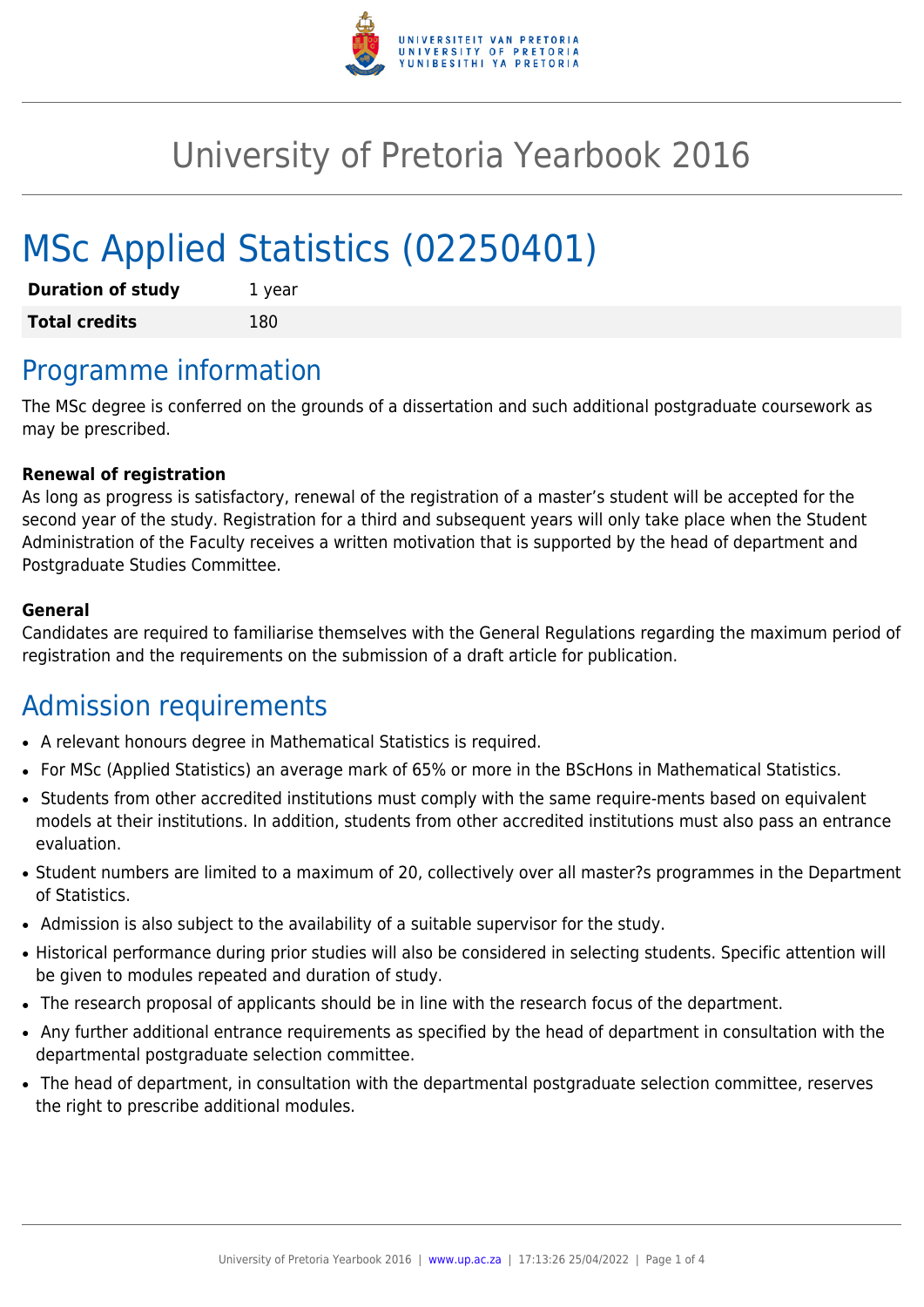# University of Pretoria Yearbook 2016

# MSc Applied Statistics (02250401)

| | |
|---|---|
| **Duration of study** | 1 year |
| **Total credits** | 180 |

## Programme information

The MSc degree is conferred on the grounds of a dissertation and such additional postgraduate coursework as may be prescribed.

**Renewal of registration**
As long as progress is satisfactory, renewal of the registration of a master's student will be accepted for the second year of the study. Registration for a third and subsequent years will only take place when the Student Administration of the Faculty receives a written motivation that is supported by the head of department and Postgraduate Studies Committee.

**General**
Candidates are required to familiarise themselves with the General Regulations regarding the maximum period of registration and the requirements on the submission of a draft article for publication.

## Admission requirements

- A relevant honours degree in Mathematical Statistics is required.
- For MSc (Applied Statistics) an average mark of 65% or more in the BScHons in Mathematical Statistics.
- Students from other accredited institutions must comply with the same require-ments based on equivalent models at their institutions. In addition, students from other accredited institutions must also pass an entrance evaluation.
- Student numbers are limited to a maximum of 20, collectively over all master?s programmes in the Department of Statistics.
- Admission is also subject to the availability of a suitable supervisor for the study.
- Historical performance during prior studies will also be considered in selecting students. Specific attention will be given to modules repeated and duration of study.
- The research proposal of applicants should be in line with the research focus of the department.
- Any further additional entrance requirements as specified by the head of department in consultation with the departmental postgraduate selection committee.
- The head of department, in consultation with the departmental postgraduate selection committee, reserves the right to prescribe additional modules.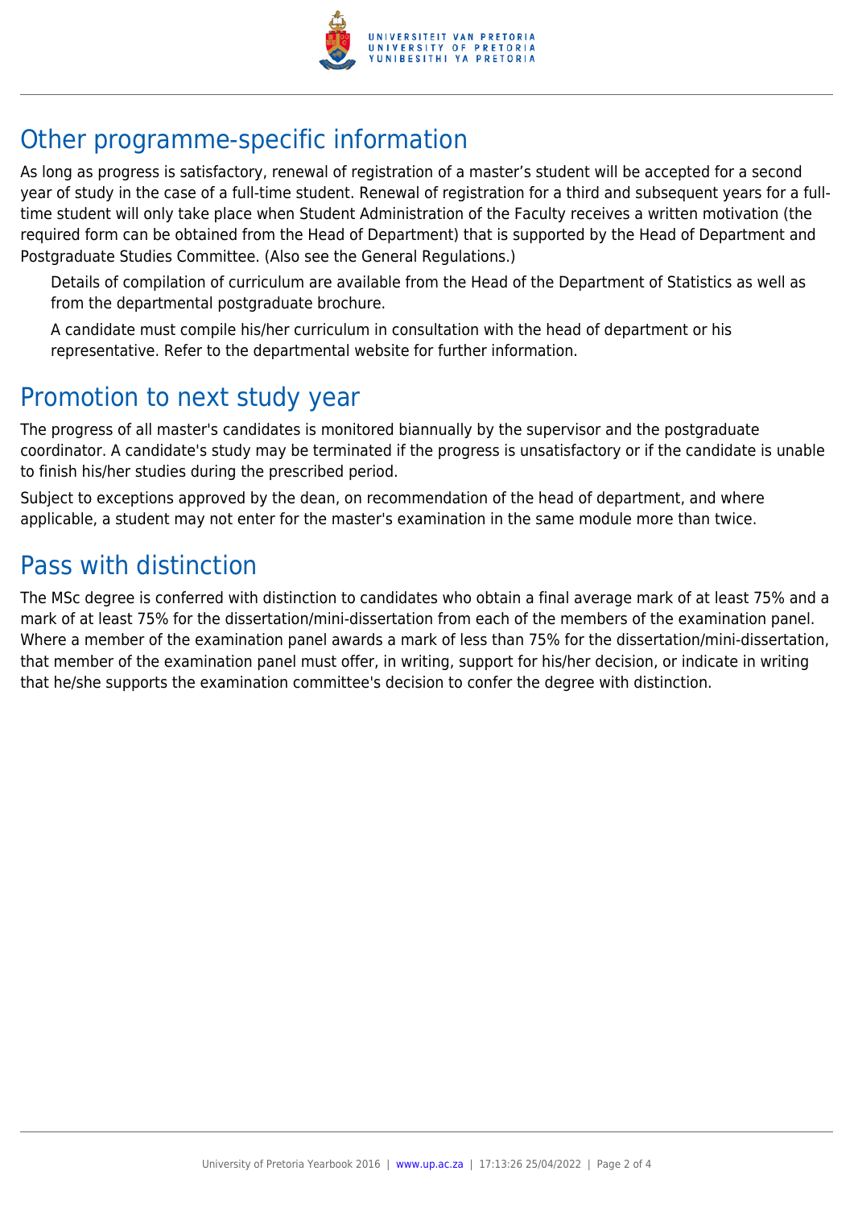## Other programme-specific information

As long as progress is satisfactory, renewal of registration of a master's student will be accepted for a second year of study in the case of a full-time student. Renewal of registration for a third and subsequent years for a full-time student will only take place when Student Administration of the Faculty receives a written motivation (the required form can be obtained from the Head of Department) that is supported by the Head of Department and Postgraduate Studies Committee. (Also see the General Regulations.)

Details of compilation of curriculum are available from the Head of the Department of Statistics as well as from the departmental postgraduate brochure.

A candidate must compile his/her curriculum in consultation with the head of department or his representative. Refer to the departmental website for further information.

## Promotion to next study year

The progress of all master's candidates is monitored biannually by the supervisor and the postgraduate coordinator. A candidate's study may be terminated if the progress is unsatisfactory or if the candidate is unable to finish his/her studies during the prescribed period.

Subject to exceptions approved by the dean, on recommendation of the head of department, and where applicable, a student may not enter for the master's examination in the same module more than twice.

## Pass with distinction

The MSc degree is conferred with distinction to candidates who obtain a final average mark of at least 75% and a mark of at least 75% for the dissertation/mini-dissertation from each of the members of the examination panel. Where a member of the examination panel awards a mark of less than 75% for the dissertation/mini-dissertation, that member of the examination panel must offer, in writing, support for his/her decision, or indicate in writing that he/she supports the examination committee's decision to confer the degree with distinction.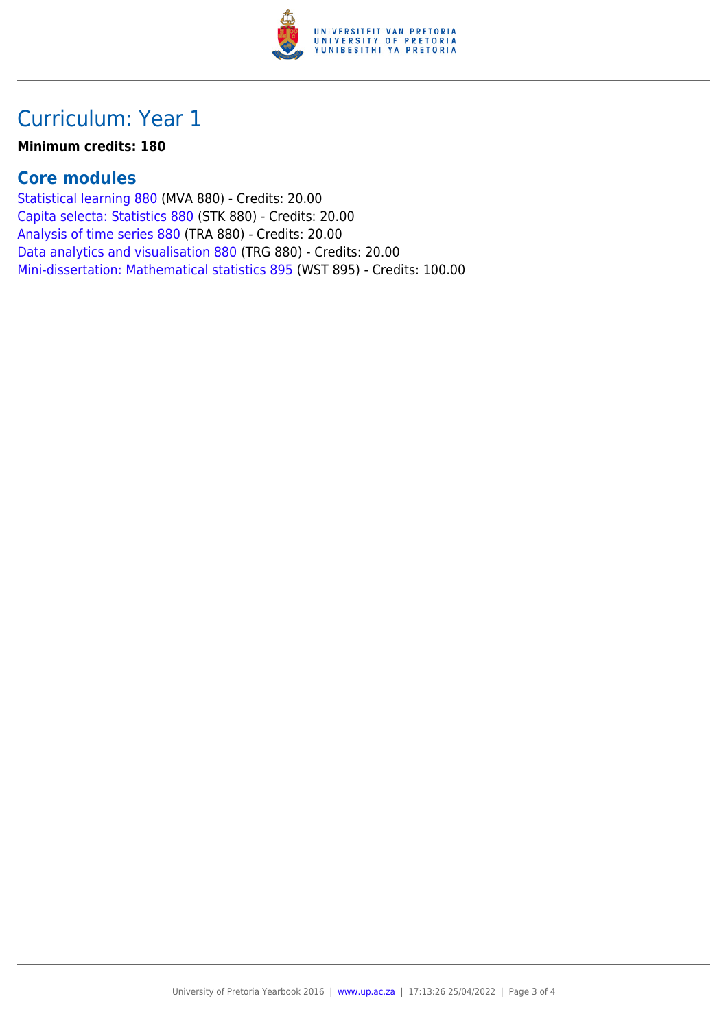# Curriculum: Year 1

**Minimum credits: 180**

## Core modules

Statistical learning 880 (MVA 880) - Credits: 20.00
Capita selecta: Statistics 880 (STK 880) - Credits: 20.00
Analysis of time series 880 (TRA 880) - Credits: 20.00
Data analytics and visualisation 880 (TRG 880) - Credits: 20.00
Mini-dissertation: Mathematical statistics 895 (WST 895) - Credits: 100.00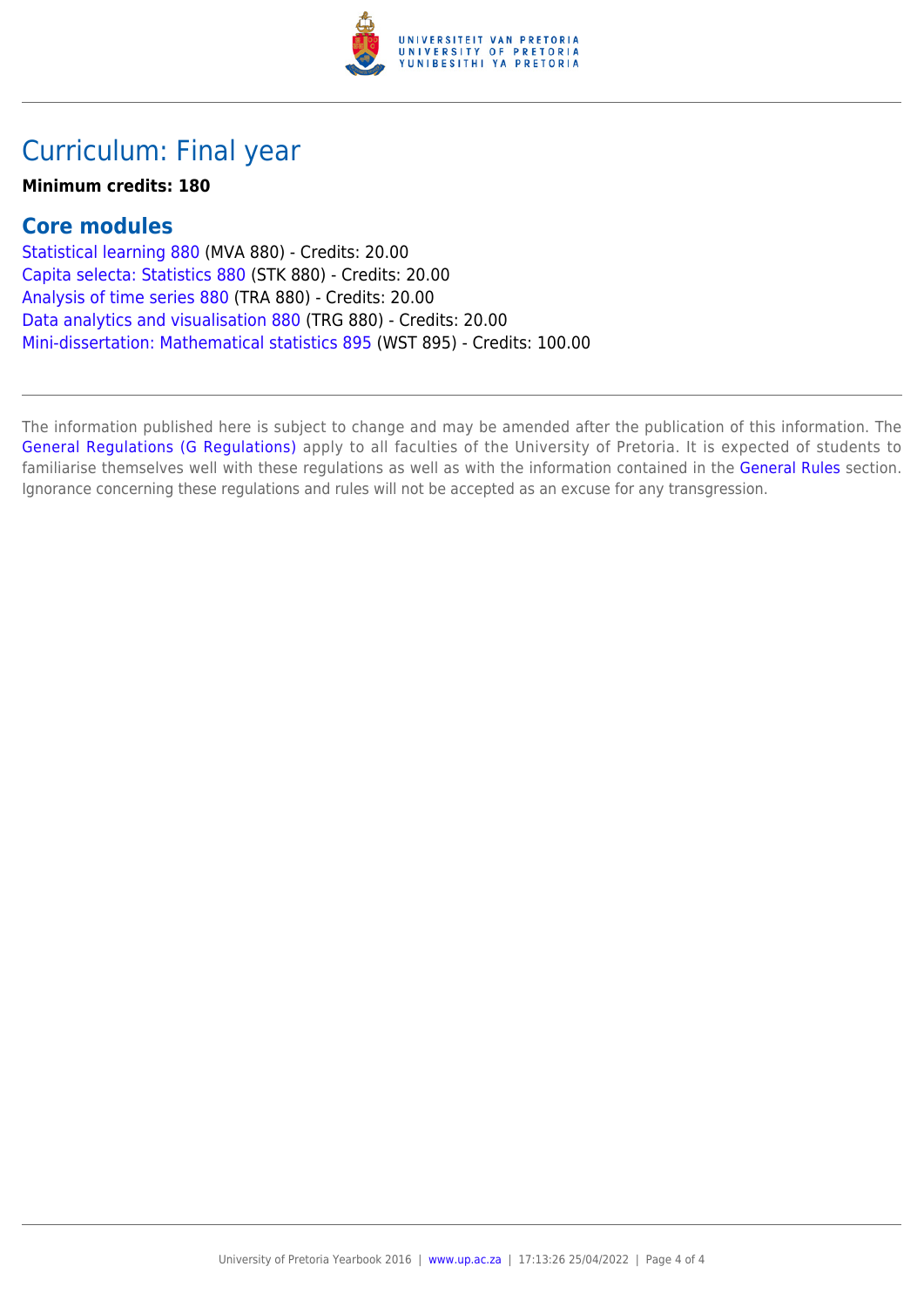## Curriculum: Final year

**Minimum credits: 180**

### Core modules

Statistical learning 880 (MVA 880) - Credits: 20.00
Capita selecta: Statistics 880 (STK 880) - Credits: 20.00
Analysis of time series 880 (TRA 880) - Credits: 20.00
Data analytics and visualisation 880 (TRG 880) - Credits: 20.00
Mini-dissertation: Mathematical statistics 895 (WST 895) - Credits: 100.00

---

The information published here is subject to change and may be amended after the publication of this information. The General Regulations (G Regulations) apply to all faculties of the University of Pretoria. It is expected of students to familiarise themselves well with these regulations as well as with the information contained in the General Rules section. Ignorance concerning these regulations and rules will not be accepted as an excuse for any transgression.